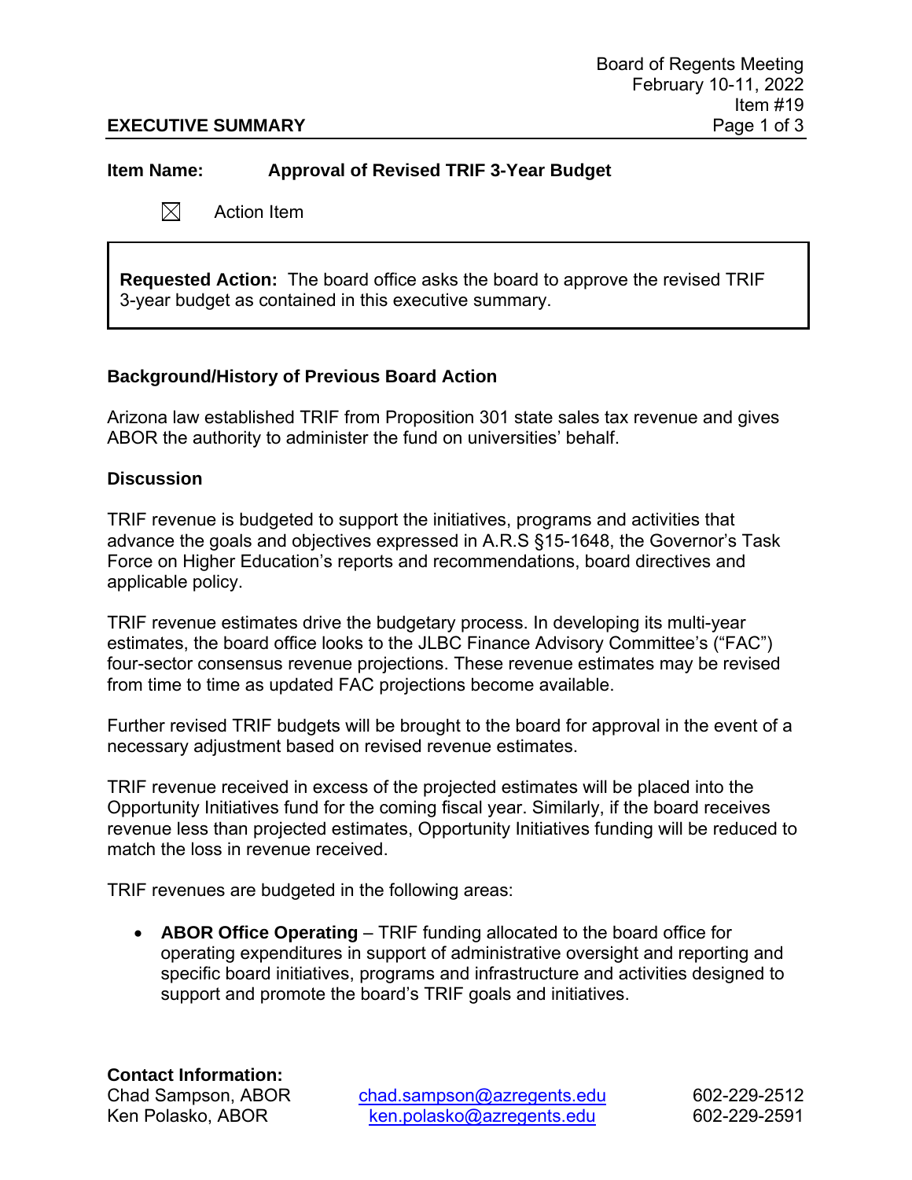Board of Regents Meeting
February 10-11, 2022
Item #19

**EXECUTIVE SUMMARY**

**Item Name:** **Approval of Revised TRIF 3-Year Budget**

☒ Action Item

> **Requested Action:** The board office asks the board to approve the revised TRIF 3-year budget as contained in this executive summary.

### Background/History of Previous Board Action

Arizona law established TRIF from Proposition 301 state sales tax revenue and gives ABOR the authority to administer the fund on universities' behalf.

### Discussion

TRIF revenue is budgeted to support the initiatives, programs and activities that advance the goals and objectives expressed in A.R.S §15-1648, the Governor's Task Force on Higher Education's reports and recommendations, board directives and applicable policy.

TRIF revenue estimates drive the budgetary process. In developing its multi-year estimates, the board office looks to the JLBC Finance Advisory Committee's ("FAC") four-sector consensus revenue projections. These revenue estimates may be revised from time to time as updated FAC projections become available.

Further revised TRIF budgets will be brought to the board for approval in the event of a necessary adjustment based on revised revenue estimates.

TRIF revenue received in excess of the projected estimates will be placed into the Opportunity Initiatives fund for the coming fiscal year. Similarly, if the board receives revenue less than projected estimates, Opportunity Initiatives funding will be reduced to match the loss in revenue received.

TRIF revenues are budgeted in the following areas:

- **ABOR Office Operating** – TRIF funding allocated to the board office for operating expenditures in support of administrative oversight and reporting and specific board initiatives, programs and infrastructure and activities designed to support and promote the board's TRIF goals and initiatives.

**Contact Information:**

| | | |
|---|---|---|
| Chad Sampson, ABOR | chad.sampson@azregents.edu | 602-229-2512 |
| Ken Polasko, ABOR | ken.polasko@azregents.edu | 602-229-2591 |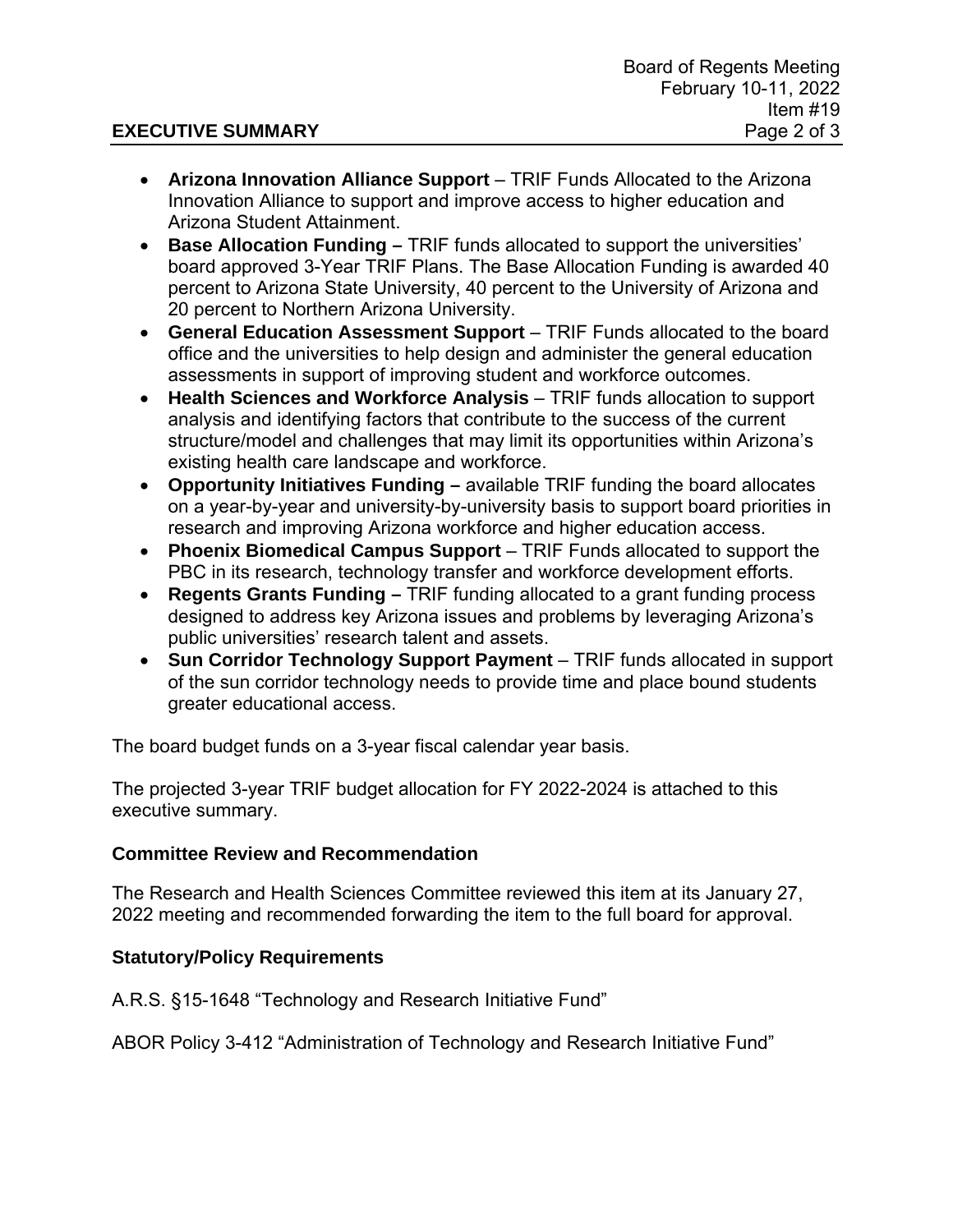- **Arizona Innovation Alliance Support** – TRIF Funds Allocated to the Arizona Innovation Alliance to support and improve access to higher education and Arizona Student Attainment.
- **Base Allocation Funding –** TRIF funds allocated to support the universities' board approved 3-Year TRIF Plans. The Base Allocation Funding is awarded 40 percent to Arizona State University, 40 percent to the University of Arizona and 20 percent to Northern Arizona University.
- **General Education Assessment Support** – TRIF Funds allocated to the board office and the universities to help design and administer the general education assessments in support of improving student and workforce outcomes.
- **Health Sciences and Workforce Analysis** – TRIF funds allocation to support analysis and identifying factors that contribute to the success of the current structure/model and challenges that may limit its opportunities within Arizona's existing health care landscape and workforce.
- **Opportunity Initiatives Funding –** available TRIF funding the board allocates on a year-by-year and university-by-university basis to support board priorities in research and improving Arizona workforce and higher education access.
- **Phoenix Biomedical Campus Support** – TRIF Funds allocated to support the PBC in its research, technology transfer and workforce development efforts.
- **Regents Grants Funding –** TRIF funding allocated to a grant funding process designed to address key Arizona issues and problems by leveraging Arizona's public universities' research talent and assets.
- **Sun Corridor Technology Support Payment** – TRIF funds allocated in support of the sun corridor technology needs to provide time and place bound students greater educational access.

The board budget funds on a 3-year fiscal calendar year basis.

The projected 3-year TRIF budget allocation for FY 2022-2024 is attached to this executive summary.

### Committee Review and Recommendation

The Research and Health Sciences Committee reviewed this item at its January 27, 2022 meeting and recommended forwarding the item to the full board for approval.

### Statutory/Policy Requirements

A.R.S. §15-1648 "Technology and Research Initiative Fund"

ABOR Policy 3-412 "Administration of Technology and Research Initiative Fund"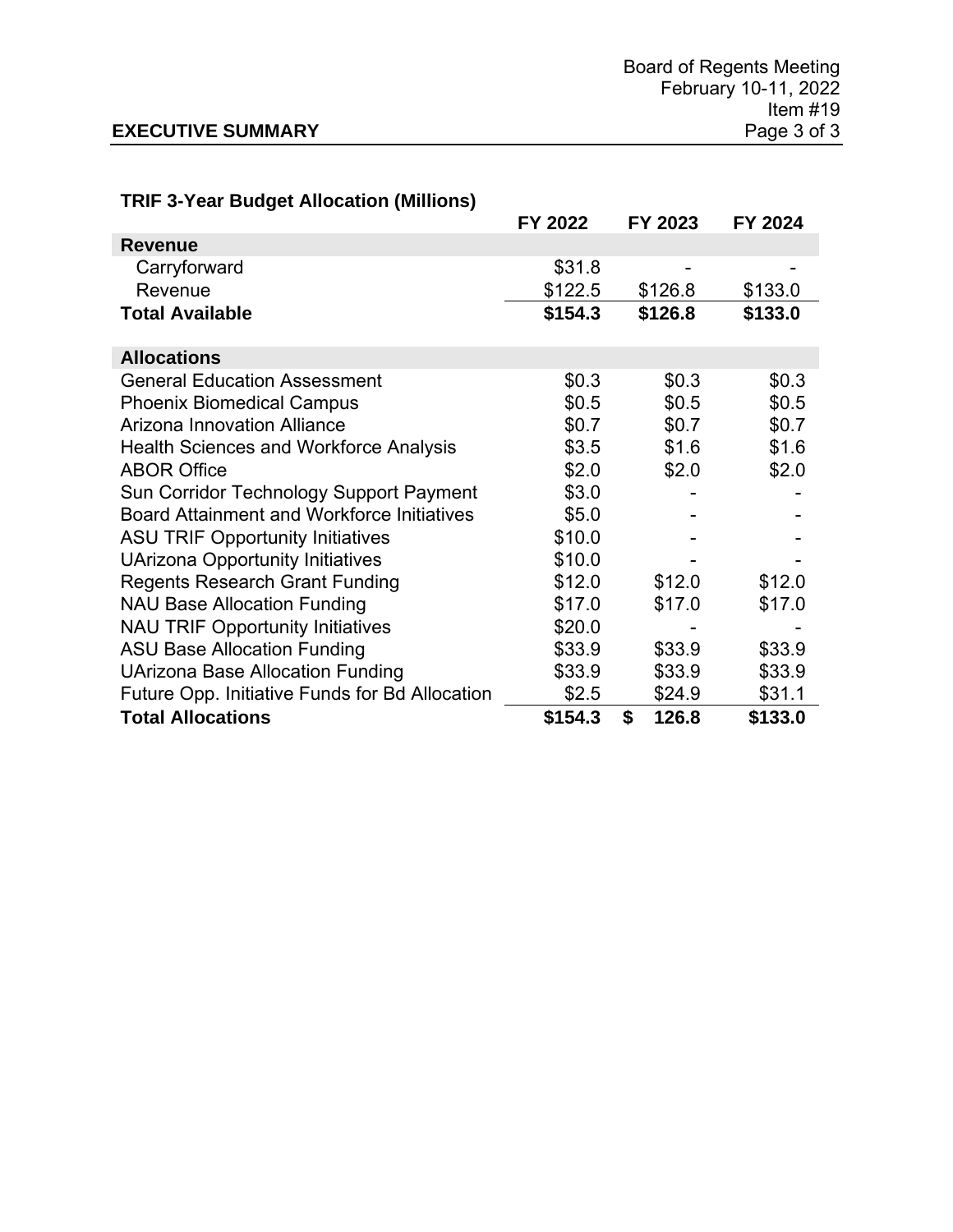**EXECUTIVE SUMMARY**

**TRIF 3-Year Budget Allocation (Millions)**

| | FY 2022 | FY 2023 | FY 2024 |
|---|---|---|---|
| **Revenue** | | | |
| Carryforward | $31.8 | - | - |
| Revenue | $122.5 | $126.8 | $133.0 |
| **Total Available** | **$154.3** | **$126.8** | **$133.0** |
| | | | |
| **Allocations** | | | |
| General Education Assessment | $0.3 | $0.3 | $0.3 |
| Phoenix Biomedical Campus | $0.5 | $0.5 | $0.5 |
| Arizona Innovation Alliance | $0.7 | $0.7 | $0.7 |
| Health Sciences and Workforce Analysis | $3.5 | $1.6 | $1.6 |
| ABOR Office | $2.0 | $2.0 | $2.0 |
| Sun Corridor Technology Support Payment | $3.0 | - | - |
| Board Attainment and Workforce Initiatives | $5.0 | - | - |
| ASU TRIF Opportunity Initiatives | $10.0 | - | - |
| UArizona Opportunity Initiatives | $10.0 | - | - |
| Regents Research Grant Funding | $12.0 | $12.0 | $12.0 |
| NAU Base Allocation Funding | $17.0 | $17.0 | $17.0 |
| NAU TRIF Opportunity Initiatives | $20.0 | - | - |
| ASU Base Allocation Funding | $33.9 | $33.9 | $33.9 |
| UArizona Base Allocation Funding | $33.9 | $33.9 | $33.9 |
| Future Opp. Initiative Funds for Bd Allocation | $2.5 | $24.9 | $31.1 |
| **Total Allocations** | **$154.3** | **$ 126.8** | **$133.0** |